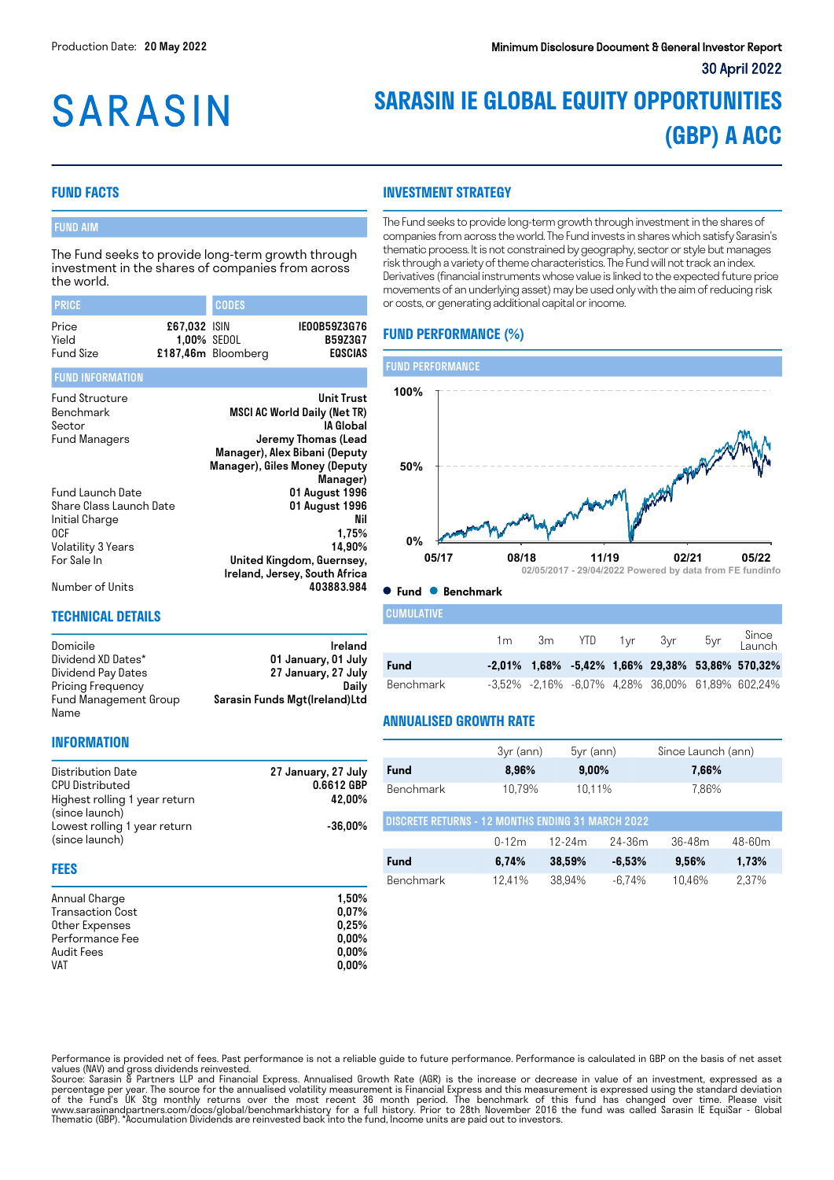Production Date: **20 May 2022**

**Minimum Disclosure Document & General Investor Report**

**30 April 2022**

# SARASIN

# SARASIN IE GLOBAL EQUITY OPPORTUNITIES (GBP) A ACC

## FUND FACTS

### FUND AIM

The Fund seeks to provide long-term growth through investment in the shares of companies from across the world.

| PRICE | | CODES | |
|---|---|---|---|
| Price | £67,032 | ISIN | IE00B59Z3G76 |
| Yield | 1,00% | SEDOL | B59Z3G7 |
| Fund Size | £187,46m | Bloomberg | EQSCIAS |

### FUND INFORMATION

| | |
|---|---|
| Fund Structure | Unit Trust |
| Benchmark | MSCI AC World Daily (Net TR) |
| Sector | IA Global |
| Fund Managers | Jeremy Thomas (Lead Manager), Alex Bibani (Deputy Manager), Giles Money (Deputy Manager) |
| Fund Launch Date | 01 August 1996 |
| Share Class Launch Date | 01 August 1996 |
| Initial Charge | Nil |
| OCF | 1,75% |
| Volatility 3 Years | 14,90% |
| For Sale In | United Kingdom, Guernsey, Ireland, Jersey, South Africa |
| Number of Units | 403883.984 |

## TECHNICAL DETAILS

| | |
|---|---|
| Domicile | Ireland |
| Dividend XD Dates* | 01 January, 01 July |
| Dividend Pay Dates | 27 January, 27 July |
| Pricing Frequency | Daily |
| Fund Management Group Name | Sarasin Funds Mgt(Ireland)Ltd |

## INFORMATION

| | |
|---|---|
| Distribution Date | 27 January, 27 July |
| CPU Distributed | 0.6612 GBP |
| Highest rolling 1 year return (since launch) | 42,00% |
| Lowest rolling 1 year return (since launch) | -36,00% |

## FEES

| | |
|---|---|
| Annual Charge | 1,50% |
| Transaction Cost | 0,07% |
| Other Expenses | 0,25% |
| Performance Fee | 0,00% |
| Audit Fees | 0,00% |
| VAT | 0,00% |

## INVESTMENT STRATEGY

The Fund seeks to provide long-term growth through investment in the shares of companies from across the world. The Fund invests in shares which satisfy Sarasin's thematic process. It is not constrained by geography, sector or style but manages risk through a variety of theme characteristics. The Fund will not track an index. Derivatives (financial instruments whose value is linked to the expected future price movements of an underlying asset) may be used only with the aim of reducing risk or costs, or generating additional capital or income.

## FUND PERFORMANCE (%)

### FUND PERFORMANCE

02/05/2017 - 29/04/2022 Powered by data from FE fundinfo

● Fund ● Benchmark

### CUMULATIVE

| | 1m | 3m | YTD | 1yr | 3yr | 5yr | Since Launch |
|---|---|---|---|---|---|---|---|
| **Fund** | **-2,01%** | **1,68%** | **-5,42%** | **1,66%** | **29,38%** | **53,86%** | **570,32%** |
| Benchmark | -3,52% | -2,16% | -6,07% | 4,28% | 36,00% | 61,89% | 602,24% |

## ANNUALISED GROWTH RATE

| | 3yr (ann) | 5yr (ann) | Since Launch (ann) |
|---|---|---|---|
| **Fund** | **8,96%** | **9,00%** | **7,66%** |
| Benchmark | 10,79% | 10,11% | 7,86% |

### DISCRETE RETURNS - 12 MONTHS ENDING 31 MARCH 2022

| | 0-12m | 12-24m | 24-36m | 36-48m | 48-60m |
|---|---|---|---|---|---|
| **Fund** | **6,74%** | **38,59%** | **-6,53%** | **9,56%** | **1,73%** |
| Benchmark | 12,41% | 38,94% | -6,74% | 10,46% | 2,37% |

Performance is provided net of fees. Past performance is not a reliable guide to future performance. Performance is calculated in GBP on the basis of net asset values (NAV) and gross dividends reinvested.
Source: Sarasin & Partners LLP and Financial Express. Annualised Growth Rate (AGR) is the increase or decrease in value of an investment, expressed as a percentage per year. The source for the annualised volatility measurement is Financial Express and this measurement is expressed using the standard deviation of the Fund's UK Stg monthly returns over the most recent 36 month period. The benchmark of this fund has changed over time. Please visit www.sarasinandpartners.com/docs/global/benchmarkhistory for a full history. Prior to 28th November 2016 the fund was called Sarasin IE EquiSar - Global Thematic (GBP). *Accumulation Dividends are reinvested back into the fund, Income units are paid out to investors.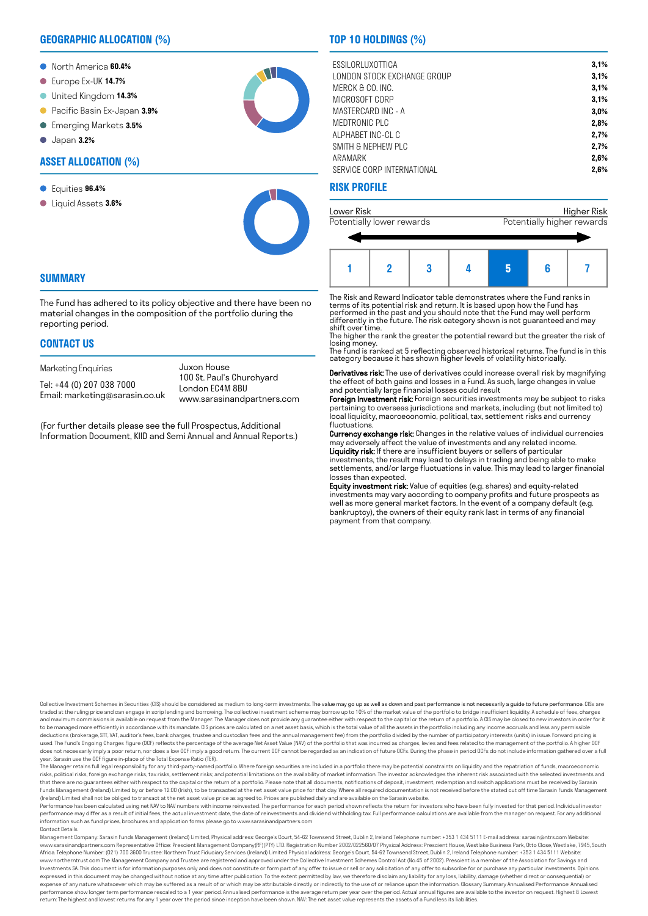## GEOGRAPHIC ALLOCATION (%)

- North America **60.4%**
- Europe Ex-UK **14.7%**
- United Kingdom **14.3%**
- Pacific Basin Ex-Japan **3.9%**
- Emerging Markets **3.5%**
- Japan **3.2%**

## ASSET ALLOCATION (%)

- Equities **96.4%**
- Liquid Assets **3.6%**

## SUMMARY

The Fund has adhered to its policy objective and there have been no material changes in the composition of the portfolio during the reporting period.

## CONTACT US

Marketing Enquiries

Tel: +44 (0) 207 038 7000
Email: marketing@sarasin.co.uk

Juxon House
100 St. Paul's Churchyard
London EC4M 8BU
www.sarasinandpartners.com

(For further details please see the full Prospectus, Additional Information Document, KIID and Semi Annual and Annual Reports.)

## TOP 10 HOLDINGS (%)

| | |
|---|---|
| ESSILORLUXOTTICA | **3,1%** |
| LONDON STOCK EXCHANGE GROUP | **3,1%** |
| MERCK & CO. INC. | **3,1%** |
| MICROSOFT CORP | **3,1%** |
| MASTERCARD INC - A | **3,0%** |
| MEDTRONIC PLC | **2,8%** |
| ALPHABET INC-CL C | **2,7%** |
| SMITH & NEPHEW PLC | **2,7%** |
| ARAMARK | **2,6%** |
| SERVICE CORP INTERNATIONAL | **2,6%** |

## RISK PROFILE

Lower Risk — Higher Risk
Potentially lower rewards — Potentially higher rewards

| 1 | 2 | 3 | 4 | **5** | 6 | 7 |
|---|---|---|---|---|---|---|

The Risk and Reward Indicator table demonstrates where the Fund ranks in terms of its potential risk and return. It is based upon how the Fund has performed in the past and you should note that the Fund may well perform differently in the future. The risk category shown is not guaranteed and may shift over time.
The higher the rank the greater the potential reward but the greater the risk of losing money.
The Fund is ranked at 5 reflecting observed historical returns. The fund is in this category because it has shown higher levels of volatility historically.

**Derivatives risk:** The use of derivatives could increase overall risk by magnifying the effect of both gains and losses in a Fund. As such, large changes in value and potentially large financial losses could result
**Foreign Investment risk:** Foreign securities investments may be subject to risks pertaining to overseas jurisdictions and markets, including (but not limited to) local liquidity, macroeconomic, political, tax, settlement risks and currency fluctuations.
**Currency exchange risk:** Changes in the relative values of individual currencies may adversely affect the value of investments and any related income.
**Liquidity risk:** If there are insufficient buyers or sellers of particular investments, the result may lead to delays in trading and being able to make settlements, and/or large fluctuations in value. This may lead to larger financial losses than expected.
**Equity investment risk:** Value of equities (e.g. shares) and equity-related investments may vary according to company profits and future prospects as well as more general market factors. In the event of a company default (e.g. bankruptcy), the owners of their equity rank last in terms of any financial payment from that company.

Collective Investment Schemes in Securities (CIS) should be considered as medium to long-term investments. The value may go up as well as down and past performance is not necessarily a guide to future performance. CISs are traded at the ruling price and can engage in scrip lending and borrowing. The collective investment scheme may borrow up to 10% of the market value of the portfolio to bridge insufficient liquidity. A schedule of fees, charges and maximum commissions is available on request from the Manager. The Manager does not provide any guarantee either with respect to the capital or the return of a portfolio. A CIS may be closed to new investors in order for it to be managed more efficiently in accordance with its mandate. CIS prices are calculated on a net asset basis, which is the total value of all the assets in the portfolio including any income accruals and less any permissible deductions (brokerage, STT, VAT, auditor's fees, bank charges, trustee and custodian fees and the annual management fee) from the portfolio divided by the number of participatory interests (units) in issue. Forward pricing is used. The Fund's Ongoing Charges Figure (OCF) reflects the percentage of the average Net Asset Value (NAV) of the portfolio that was incurred as charges, levies and fees related to the management of the portfolio. A higher OCF does not necessarily imply a poor return, nor does a low OCF imply a good return. The current OCF cannot be regarded as an indication of future OCFs. During the phase in period OCFs do not include information gathered over a full year. Sarasin use the OCF figure in-place of the Total Expense Ratio (TER).
The Manager retains full legal responsibility for any third-party-named portfolio. Where foreign securities are included in a portfolio there may be potential constraints on liquidity and the repatriation of funds, macroeconomic risks, political risks, foreign exchange risks, tax risks, settlement risks; and potential limitations on the availability of market information. The investor acknowledges the inherent risk associated with the selected investments and that there are no guarantees either with respect to the capital or the return of a portfolio. Please note that all documents, notifications of deposit, investment, redemption and switch applications must be received by Sarasin Funds Management (Ireland) Limited by or before 12:00 (Irish), to be transacted at the net asset value price for that day. Where all required documentation is not received before the stated cut off time Sarasin Funds Management (Ireland) Limited shall not be obliged to transact at the net asset value price as agreed to. Prices are published daily and are available on the Sarasin website.
Performance has been calculated using net NAV to NAV numbers with income reinvested. The performance for each period shown reflects the return for investors who have been fully invested for that period. Individual investor performance may differ as a result of initial fees, the actual investment date, the date of reinvestments and dividend withholding tax. Full performance calculations are available from the manager on request. For any additional information such as fund prices, brochures and application forms please go to www.sarasinandpartners.com
Contact Details
Management Company: Sarasin Funds Management (Ireland) Limited, Physical address: George's Court, 54-62 Townsend Street, Dublin 2, Ireland Telephone number: +353 1 434 5111 E-mail address: sarasin@ntrs.com Website: www.sarasinandpartners.com Representative Office: Prescient Management Company(RF)(PTY) LTD. Registration Number 2002/022560/07 Physical Address: Prescient House, Westlake Business Park, Otto Close, Westlake, 7945, South Africa. Telephone Number: (021) 700 3600 Trustee: Northern Trust Fiduciary Services (Ireland) Limited Physical address: George's Court, 54-62 Townsend Street, Dublin 2, Ireland Telephone number: +353 1 434 5111 Website: www.northerntrust.com The Management Company and Trustee are registered and approved under the Collective Investment Schemes Control Act (No.45 of 2002). Prescient is a member of the Association for Savings and Investments SA. This document is for information purposes only and does not constitute or form part of any offer to issue or sell or any solicitation of any offer to subscribe for or purchase any particular investments. Opinions expressed in this document may be changed without notice at any time after publication. To the extent permitted by law, we therefore disclaim any liability for any loss, liability, damage (whether direct or consequential) or expense of any nature whatsoever which may be suffered as a result of or which may be attributable directly or indirectly to the use of or reliance upon the information. Glossary Summary Annualised Performance: Annualised performance show longer term performance rescaled to a 1 year period. Annualised performance is the average return per year over the period. Actual annual figures are available to the investor on request. Highest & Lowest return: The highest and lowest returns for any 1 year over the period since inception have been shown. NAV: The net asset value represents the assets of a Fund less its liabilities.